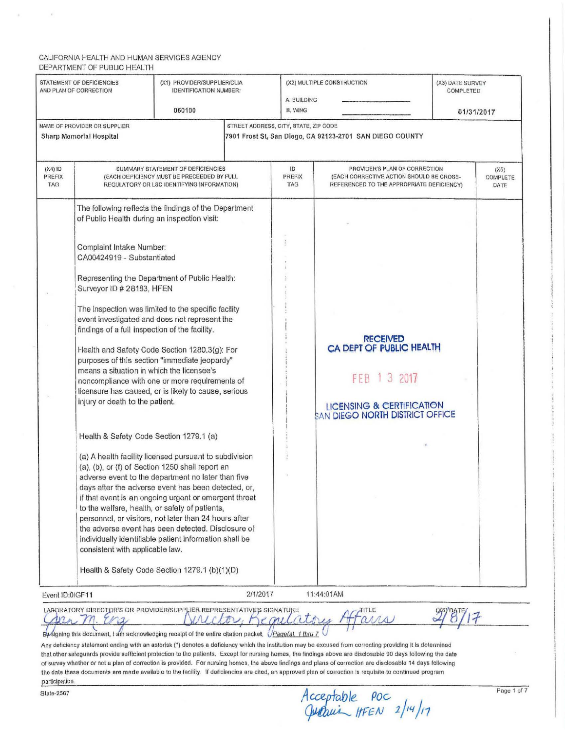CALIFORNIA HEALTH AND HUMAN SERVICES AGENCY
DEPARTMENT OF PUBLIC HEALTH

| STATEMENT OF DEFICIENCIES AND PLAN OF CORRECTION | (X1) PROVIDER/SUPPLIER/CLIA IDENTIFICATION NUMBER: | (X2) MULTIPLE CONSTRUCTION | (X3) DATE SURVEY COMPLETED |
|---|---|---|---|
| | 050100 | A. BUILDING<br>B. WING | 01/31/2017 |

| NAME OF PROVIDER OR SUPPLIER | STREET ADDRESS, CITY, STATE, ZIP CODE |
|---|---|
| Sharp Memorial Hospital | 7901 Frost St, San Diego, CA 92123-2701 SAN DIEGO COUNTY |

| (X4) ID PREFIX TAG | SUMMARY STATEMENT OF DEFICIENCIES (EACH DEFICIENCY MUST BE PRECEEDED BY FULL REGULATORY OR LSC IDENTIFYING INFORMATION) | ID PREFIX TAG | PROVIDER'S PLAN OF CORRECTION (EACH CORRECTIVE ACTION SHOULD BE CROSS-REFERENCED TO THE APPROPRIATE DEFICIENCY) | (X5) COMPLETE DATE |
|---|---|---|---|---|
| | The following reflects the findings of the Department of Public Health during an inspection visit:<br><br>Complaint Intake Number:<br>CA00424919 - Substantiated<br><br>Representing the Department of Public Health:<br>Surveyor ID # 28183, HFEN<br><br>The inspection was limited to the specific facility event investigated and does not represent the findings of a full inspection of the facility.<br><br>Health and Safety Code Section 1280.3(g): For purposes of this section "immediate jeopardy" means a situation in which the licensee's noncompliance with one or more requirements of licensure has caused, or is likely to cause, serious injury or death to the patient.<br><br>Health & Safety Code Section 1279.1 (a)<br><br>(a) A health facility licensed pursuant to subdivision (a), (b), or (f) of Section 1250 shall report an adverse event to the department no later than five days after the adverse event has been detected, or, if that event is an ongoing urgent or emergent threat to the welfare, health, or safety of patients, personnel, or visitors, not later than 24 hours after the adverse event has been detected. Disclosure of individually identifiable patient information shall be consistent with applicable law.<br><br>Health & Safety Code Section 1279.1 (b)(1)(D) | | RECEIVED<br>CA DEPT OF PUBLIC HEALTH<br><br>FEB 13 2017<br><br>LICENSING & CERTIFICATION<br>SAN DIEGO NORTH DISTRICT OFFICE | |

Event ID:0IGF11 2/1/2017 11:44:01AM

LABORATORY DIRECTOR'S OR PROVIDER/SUPPLIER REPRESENTATIVE'S SIGNATURE: Jan M. Eng TITLE: Director, Regulatory Affairs (X6) DATE: 2/8/17

By signing this document, I am acknowledging receipt of the entire citation packet, Page(s). 1 thru 7

Any deficiency statement ending with an asterisk (*) denotes a deficiency which the institution may be excused from correcting providing it is determined that other safeguards provide sufficient protection to the patients. Except for nursing homes, the findings above are disclosable 90 days following the date of survey whether or not a plan of correction is provided. For nursing homes, the above findings and plans of correction are disclosable 14 days following the date these documents are made available to the facility. If deficiencies are cited, an approved plan of correction is requisite to continued program participation.

State-2567

Acceptable POC HFEN 2/14/17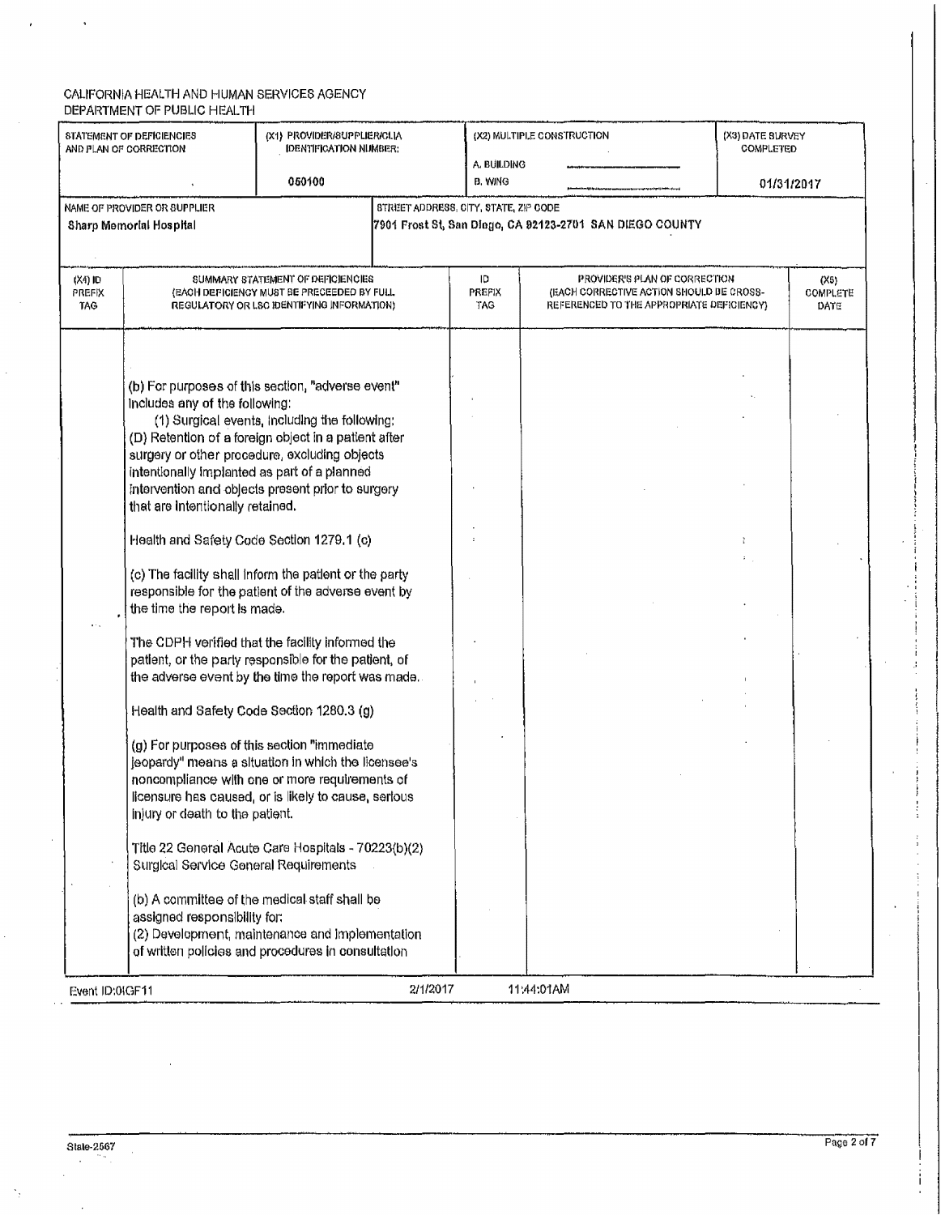CALIFORNIA HEALTH AND HUMAN SERVICES AGENCY
DEPARTMENT OF PUBLIC HEALTH

| STATEMENT OF DEFICIENCIES AND PLAN OF CORRECTION | (X1) PROVIDER/SUPPLIER/CLIA IDENTIFICATION NUMBER: | (X2) MULTIPLE CONSTRUCTION | (X3) DATE SURVEY COMPLETED |
|---|---|---|---|
| | 050100 | A. BUILDING<br>B. WING | 01/31/2017 |

| NAME OF PROVIDER OR SUPPLIER | STREET ADDRESS, CITY, STATE, ZIP CODE |
|---|---|
| Sharp Memorial Hospital | 7901 Frost St, San Diego, CA 92123-2701 SAN DIEGO COUNTY |

| (X4) ID PREFIX TAG | SUMMARY STATEMENT OF DEFICIENCIES (EACH DEFICIENCY MUST BE PRECEEDED BY FULL REGULATORY OR LSC IDENTIFYING INFORMATION) | ID PREFIX TAG | PROVIDER'S PLAN OF CORRECTION (EACH CORRECTIVE ACTION SHOULD BE CROSS-REFERENCED TO THE APPROPRIATE DEFICIENCY) | (X5) COMPLETE DATE |
|---|---|---|---|---|

(b) For purposes of this section, "adverse event" includes any of the following:

(1) Surgical events, including the following:

(D) Retention of a foreign object in a patient after surgery or other procedure, excluding objects intentionally implanted as part of a planned intervention and objects present prior to surgery that are intentionally retained.

Health and Safety Code Section 1279.1 (c)

(c) The facility shall inform the patient or the party responsible for the patient of the adverse event by the time the report is made.

The CDPH verified that the facility informed the patient, or the party responsible for the patient, of the adverse event by the time the report was made.

Health and Safety Code Section 1280.3 (g)

(g) For purposes of this section "immediate jeopardy" means a situation in which the licensee's noncompliance with one or more requirements of licensure has caused, or is likely to cause, serious injury or death to the patient.

Title 22 General Acute Care Hospitals - 70223(b)(2) Surgical Service General Requirements

(b) A committee of the medical staff shall be assigned responsibility for:

(2) Development, maintenance and implementation of written policies and procedures in consultation

Event ID:0IGF11 2/1/2017 11:44:01AM

State-2567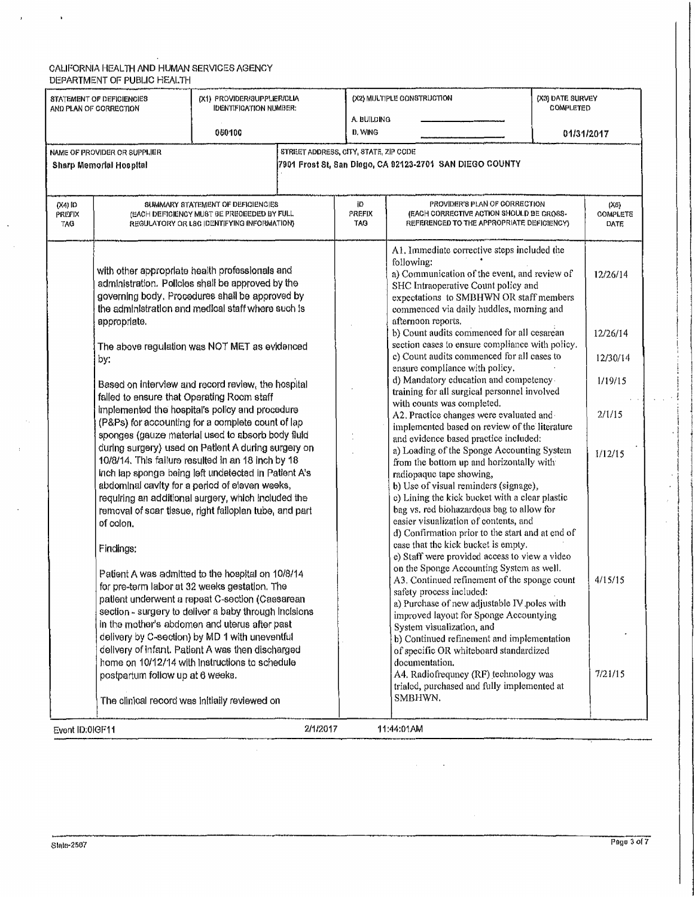CALIFORNIA HEALTH AND HUMAN SERVICES AGENCY
DEPARTMENT OF PUBLIC HEALTH

| STATEMENT OF DEFICIENCIES AND PLAN OF CORRECTION | (X1) PROVIDER/SUPPLIER/CLIA IDENTIFICATION NUMBER: | (X2) MULTIPLE CONSTRUCTION | (X3) DATE SURVEY COMPLETED |
|---|---|---|---|
| | 050100 | A. BUILDING<br>B. WING | 01/31/2017 |

| NAME OF PROVIDER OR SUPPLIER | STREET ADDRESS, CITY, STATE, ZIP CODE |
|---|---|
| Sharp Memorial Hospital | 7901 Frost St, San Diego, CA 92123-2701 SAN DIEGO COUNTY |

| (X4) ID PREFIX TAG | SUMMARY STATEMENT OF DEFICIENCIES (EACH DEFICIENCY MUST BE PRECEEDED BY FULL REGULATORY OR LSC IDENTIFYING INFORMATION) | ID PREFIX TAG | PROVIDER'S PLAN OF CORRECTION (EACH CORRECTIVE ACTION SHOULD BE CROSS-REFERENCED TO THE APPROPRIATE DEFICIENCY) | (X5) COMPLETE DATE |
|---|---|---|---|---|
| | with other appropriate health professionals and administration. Policies shall be approved by the governing body. Procedures shall be approved by the administration and medical staff where such is appropriate.<br><br>The above regulation was NOT MET as evidenced by:<br><br>Based on interview and record review, the hospital failed to ensure that Operating Room staff implemented the hospital's policy and procedure (P&Ps) for accounting for a complete count of lap sponges (gauze material used to absorb body fluid during surgery) used on Patient A during surgery on 10/8/14. This failure resulted in an 18 inch by 18 inch lap sponge being left undetected in Patient A's abdominal cavity for a period of eleven weeks, requiring an additional surgery, which included the removal of scar tissue, right fallopian tube, and part of colon.<br><br>Findings:<br><br>Patient A was admitted to the hospital on 10/8/14 for pre-term labor at 32 weeks gestation. The patient underwent a repeat C-section (Caesarean section - surgery to deliver a baby through incisions in the mother's abdomen and uterus after past delivery by C-section) by MD 1 with uneventful delivery of infant. Patient A was then discharged home on 10/12/14 with instructions to schedule postpartum follow up at 6 weeks.<br><br>The clinical record was initially reviewed on | | A1. Immediate corrective steps included the following:<br>a) Communication of the event, and review of SHC Intraoperative Count policy and expectations to SMBHWN OR staff members commenced via daily huddles, morning and afternoon reports.<br>b) Count audits commenced for all cesarean section cases to ensure compliance with policy.<br>c) Count audits commenced for all cases to ensure compliance with policy.<br>d) Mandatory education and competency training for all surgical personnel involved with counts was completed.<br>A2. Practice changes were evaluated and implemented based on review of the literature and evidence based practice included:<br>a) Loading of the Sponge Accounting System from the bottom up and horizontally with radiopaque tape showing,<br>b) Use of visual reminders (signage),<br>c) Lining the kick bucket with a clear plastic bag vs. red biohazardous bag to allow for easier visualization of contents, and<br>d) Confirmation prior to the start and at end of case that the kick bucket is empty.<br>e) Staff were provided access to view a video on the Sponge Accounting System as well.<br>A3. Continued refinement of the sponge count safety process included:<br>a) Purchase of new adjustable IV poles with improved layout for Sponge Accountying System visualization, and<br>b) Continued refinement and implementation of specific OR whiteboard standardized documentation.<br>A4. Radiofrequncy (RF) technology was trialed, purchased and fully implemented at SMBHWN. | 12/26/14<br><br>12/26/14<br><br>12/30/14<br><br>1/19/15<br><br>2/1/15<br><br>1/12/15<br><br><br><br><br><br><br>4/15/15<br><br><br><br><br>7/21/15 |

Event ID:0IGF11 2/1/2017 11:44:01AM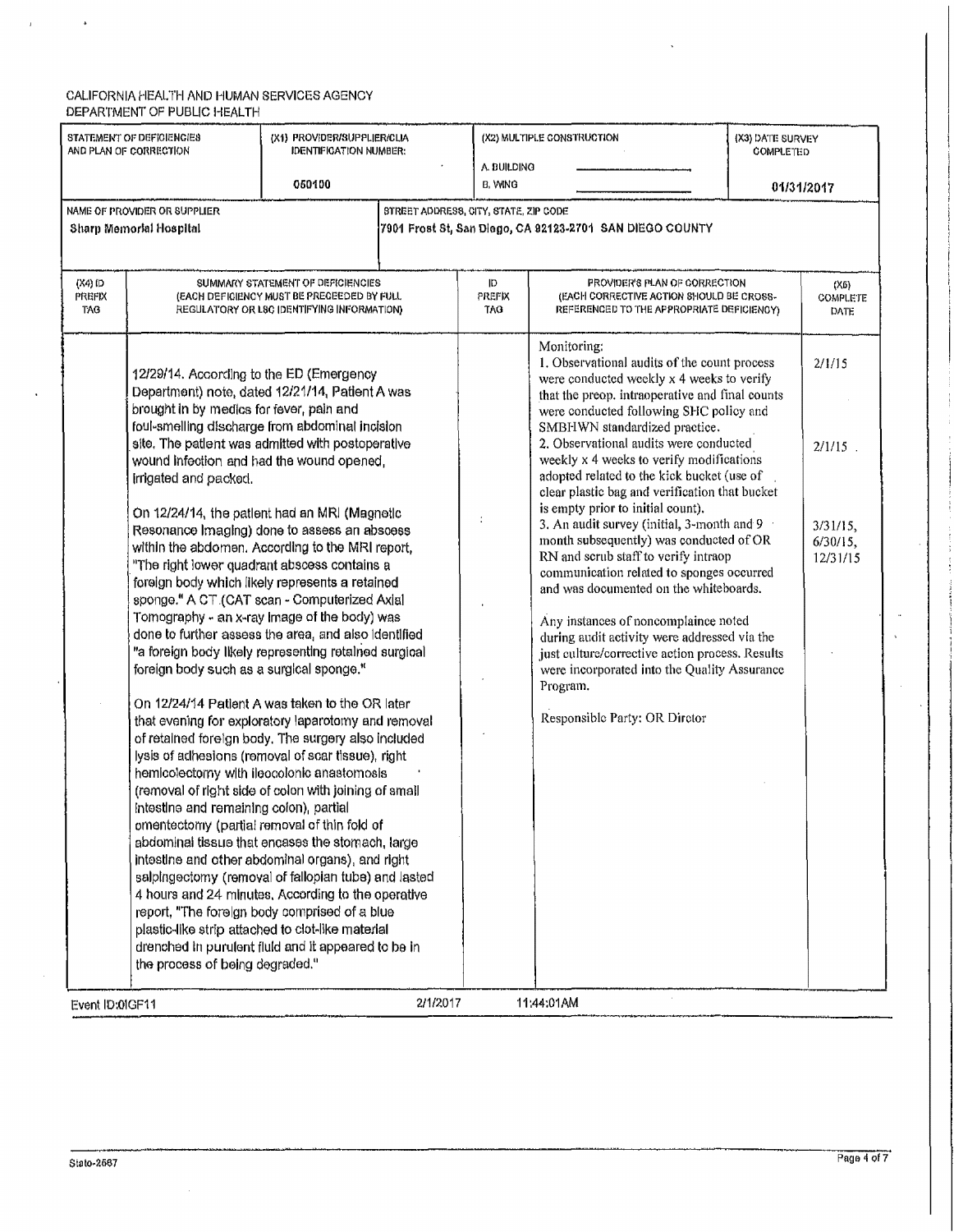CALIFORNIA HEALTH AND HUMAN SERVICES AGENCY
DEPARTMENT OF PUBLIC HEALTH

| STATEMENT OF DEFICIENCIES AND PLAN OF CORRECTION | (X1) PROVIDER/SUPPLIER/CLIA IDENTIFICATION NUMBER: | (X2) MULTIPLE CONSTRUCTION | (X3) DATE SURVEY COMPLETED |
|---|---|---|---|
| | 050100 | A. BUILDING<br>B. WING | 01/31/2017 |

| NAME OF PROVIDER OR SUPPLIER | STREET ADDRESS, CITY, STATE, ZIP CODE |
|---|---|
| Sharp Memorial Hospital | 7901 Frost St, San Diego, CA 92123-2701 SAN DIEGO COUNTY |

| (X4) ID PREFIX TAG | SUMMARY STATEMENT OF DEFICIENCIES (EACH DEFICIENCY MUST BE PRECEEDED BY FULL REGULATORY OR LSC IDENTIFYING INFORMATION) | ID PREFIX TAG | PROVIDER'S PLAN OF CORRECTION (EACH CORRECTIVE ACTION SHOULD BE CROSS-REFERENCED TO THE APPROPRIATE DEFICIENCY) | (X5) COMPLETE DATE |
|---|---|---|---|---|
| | 12/29/14. According to the ED (Emergency Department) note, dated 12/21/14, Patient A was brought in by medics for fever, pain and foul-smelling discharge from abdominal incision site. The patient was admitted with postoperative wound infection and had the wound opened, irrigated and packed.<br><br>On 12/24/14, the patient had an MRI (Magnetic Resonance Imaging) done to assess an abscess within the abdomen. According to the MRI report, "The right lower quadrant abscess contains a foreign body which likely represents a retained sponge." A CT (CAT scan - Computerized Axial Tomography - an x-ray image of the body) was done to further assess the area, and also identified "a foreign body likely representing retained surgical foreign body such as a surgical sponge."<br><br>On 12/24/14 Patient A was taken to the OR later that evening for exploratory laparotomy and removal of retained foreign body. The surgery also included lysis of adhesions (removal of scar tissue), right hemicolectomy with ileocolonic anastomosis (removal of right side of colon with joining of small intestine and remaining colon), partial omentectomy (partial removal of thin fold of abdominal tissue that encases the stomach, large intestine and other abdominal organs), and right salpingectomy (removal of fallopian tube) and lasted 4 hours and 24 minutes. According to the operative report, "The foreign body comprised of a blue plastic-like strip attached to clot-like material drenched in purulent fluid and it appeared to be in the process of being degraded." | | Monitoring:<br>1. Observational audits of the count process were conducted weekly x 4 weeks to verify that the preop. intraoperative and final counts were conducted following SHC policy and SMBHWN standardized practice.<br>2. Observational audits were conducted weekly x 4 weeks to verify modifications adopted related to the kick bucket (use of clear plastic bag and verification that bucket is empty prior to initial count).<br>3. An audit survey (initial, 3-month and 9 month subsequently) was conducted of OR RN and scrub staff to verify intraop communication related to sponges occurred and was documented on the whiteboards.<br><br>Any instances of noncomplaince noted during audit activity were addressed via the just culture/corrective action process. Results were incorporated into the Quality Assurance Program.<br><br>Responsible Party: OR Director | 2/1/15<br><br>2/1/15 .<br><br>3/31/15, 6/30/15, 12/31/15 |

Event ID:0IGF11 2/1/2017 11:44:01AM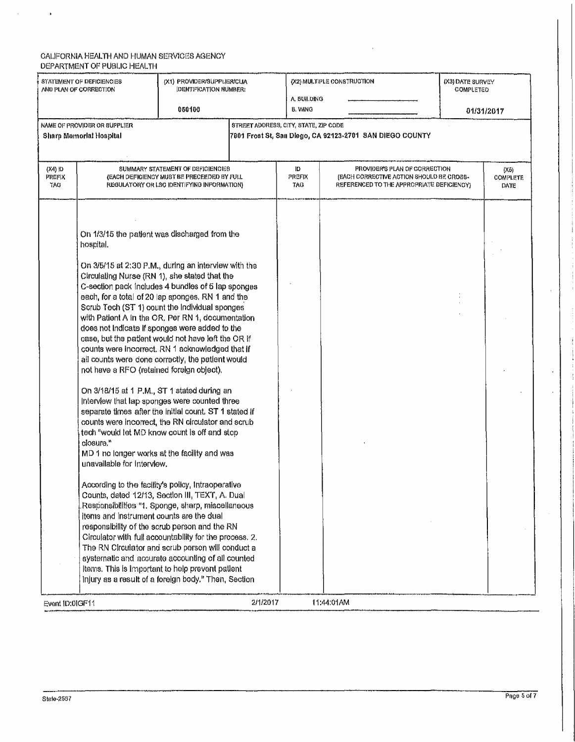CALIFORNIA HEALTH AND HUMAN SERVICES AGENCY
DEPARTMENT OF PUBLIC HEALTH

| STATEMENT OF DEFICIENCIES AND PLAN OF CORRECTION | (X1) PROVIDER/SUPPLIER/CLIA IDENTIFICATION NUMBER: | (X2) MULTIPLE CONSTRUCTION | (X3) DATE SURVEY COMPLETED |
|---|---|---|---|
| | 050100 | A. BUILDING<br>B. WING | 01/31/2017 |

| NAME OF PROVIDER OR SUPPLIER | STREET ADDRESS, CITY, STATE, ZIP CODE |
|---|---|
| Sharp Memorial Hospital | 7901 Frost St, San Diego, CA 92123-2701 SAN DIEGO COUNTY |

| (X4) ID PREFIX TAG | SUMMARY STATEMENT OF DEFICIENCIES (EACH DEFICIENCY MUST BE PRECEEDED BY FULL REGULATORY OR LSC IDENTIFYING INFORMATION) | ID PREFIX TAG | PROVIDER'S PLAN OF CORRECTION (EACH CORRECTIVE ACTION SHOULD BE CROSS-REFERENCED TO THE APPROPRIATE DEFICIENCY) | (X5) COMPLETE DATE |
|---|---|---|---|---|

On 1/3/15 the patient was discharged from the hospital.

On 3/5/15 at 2:30 P.M., during an interview with the Circulating Nurse (RN 1), she stated that the C-section pack includes 4 bundles of 5 lap sponges each, for a total of 20 lap sponges. RN 1 and the Scrub Tech (ST 1) count the individual sponges with Patient A in the OR. Per RN 1, documentation does not indicate if sponges were added to the case, but the patient would not have left the OR if counts were incorrect. RN 1 acknowledged that if all counts were done correctly, the patient would not have a RFO (retained foreign object).

On 3/18/15 at 1 P.M., ST 1 stated during an interview that lap sponges were counted three separate times after the initial count. ST 1 stated if counts were incorrect, the RN circulator and scrub tech "would let MD know count is off and stop closure."
MD 1 no longer works at the facility and was unavailable for interview.

According to the facility's policy, Intraoperative Counts, dated 12/13, Section III, TEXT, A. Dual Responsibilities "1. Sponge, sharp, miscellaneous items and instrument counts are the dual responsibility of the scrub person and the RN Circulator with full accountability for the process. 2. The RN Circulator and scrub person will conduct a systematic and accurate accounting of all counted items. This is important to help prevent patient injury as a result of a foreign body." Then, Section

Event ID:0IGF11 2/1/2017 11:44:01AM

State-2567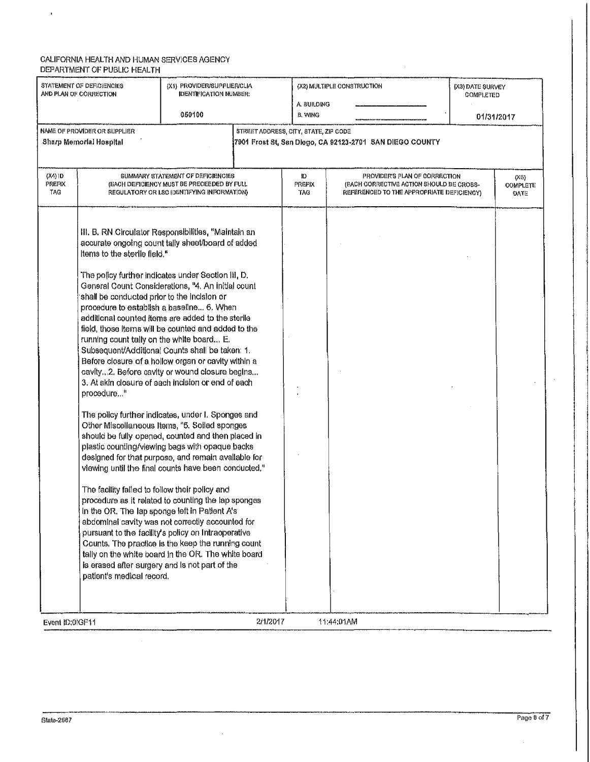CALIFORNIA HEALTH AND HUMAN SERVICES AGENCY
DEPARTMENT OF PUBLIC HEALTH

| STATEMENT OF DEFICIENCIES AND PLAN OF CORRECTION | (X1) PROVIDER/SUPPLIER/CLIA IDENTIFICATION NUMBER: | (X2) MULTIPLE CONSTRUCTION | (X3) DATE SURVEY COMPLETED |
|---|---|---|---|
| | 050100 | A. BUILDING<br>B. WING | 01/31/2017 |

| NAME OF PROVIDER OR SUPPLIER | STREET ADDRESS, CITY, STATE, ZIP CODE |
|---|---|
| Sharp Memorial Hospital | 7901 Frost St, San Diego, CA 92123-2701 SAN DIEGO COUNTY |

| (X4) ID PREFIX TAG | SUMMARY STATEMENT OF DEFICIENCIES (EACH DEFICIENCY MUST BE PRECEEDED BY FULL REGULATORY OR LSC IDENTIFYING INFORMATION) | ID PREFIX TAG | PROVIDER'S PLAN OF CORRECTION (EACH CORRECTIVE ACTION SHOULD BE CROSS-REFERENCED TO THE APPROPRIATE DEFICIENCY) | (X5) COMPLETE DATE |
|---|---|---|---|---|

III. B. RN Circulator Responsibilities, "Maintain an accurate ongoing count tally sheet/board of added items to the sterile field."

The policy further indicates under Section III, D. General Count Considerations, "4. An initial count shall be conducted prior to the incision or procedure to establish a baseline... 6. When additional counted items are added to the sterile field, those items will be counted and added to the running count tally on the white board... E. Subsequent/Additional Counts shall be taken: 1. Before closure of a hollow organ or cavity within a cavity...2. Before cavity or wound closure begins... 3. At skin closure of each incision or end of each procedure..."

The policy further indicates, under I. Sponges and Other Miscellaneous Items, "5. Soiled sponges should be fully opened, counted and then placed in plastic counting/viewing bags with opaque backs designed for that purpose, and remain available for viewing until the final counts have been conducted."

The facility failed to follow their policy and procedure as it related to counting the lap sponges in the OR. The lap sponge left in Patient A's abdominal cavity was not correctly accounted for pursuant to the facility's policy on Intraoperative Counts. The practice is the keep the running count tally on the white board in the OR. The white board is erased after surgery and is not part of the patient's medical record.

Event ID:0IGF11 2/1/2017 11:44:01AM

State-2567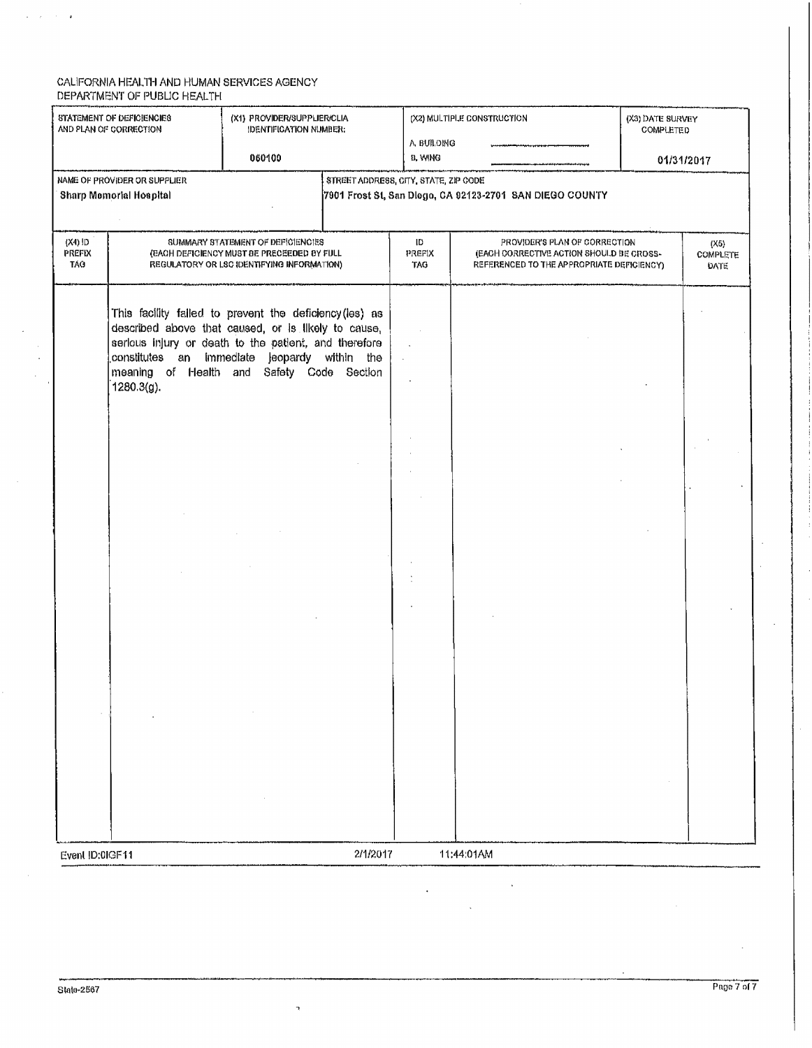CALIFORNIA HEALTH AND HUMAN SERVICES AGENCY
DEPARTMENT OF PUBLIC HEALTH

| STATEMENT OF DEFICIENCIES AND PLAN OF CORRECTION | (X1) PROVIDER/SUPPLIER/CLIA IDENTIFICATION NUMBER: | (X2) MULTIPLE CONSTRUCTION | (X3) DATE SURVEY COMPLETED |
|---|---|---|---|
| | 060100 | A. BUILDING<br>B. WING | 01/31/2017 |

| NAME OF PROVIDER OR SUPPLIER | STREET ADDRESS, CITY, STATE, ZIP CODE |
|---|---|
| Sharp Memorial Hospital | 7901 Frost St, San Diego, CA 92123-2701 SAN DIEGO COUNTY |

| (X4) ID PREFIX TAG | SUMMARY STATEMENT OF DEFICIENCIES (EACH DEFICIENCY MUST BE PRECEEDED BY FULL REGULATORY OR LSC IDENTIFYING INFORMATION) | ID PREFIX TAG | PROVIDER'S PLAN OF CORRECTION (EACH CORRECTIVE ACTION SHOULD BE CROSS-REFERENCED TO THE APPROPRIATE DEFICIENCY) | (X5) COMPLETE DATE |
|---|---|---|---|---|
| | This facility failed to prevent the deficiency(ies) as described above that caused, or is likely to cause, serious injury or death to the patient, and therefore constitutes an immediate jeopardy within the meaning of Health and Safety Code Section 1280.3(g). | | | |

Event ID:0IGF11 2/1/2017 11:44:01AM

State-2567